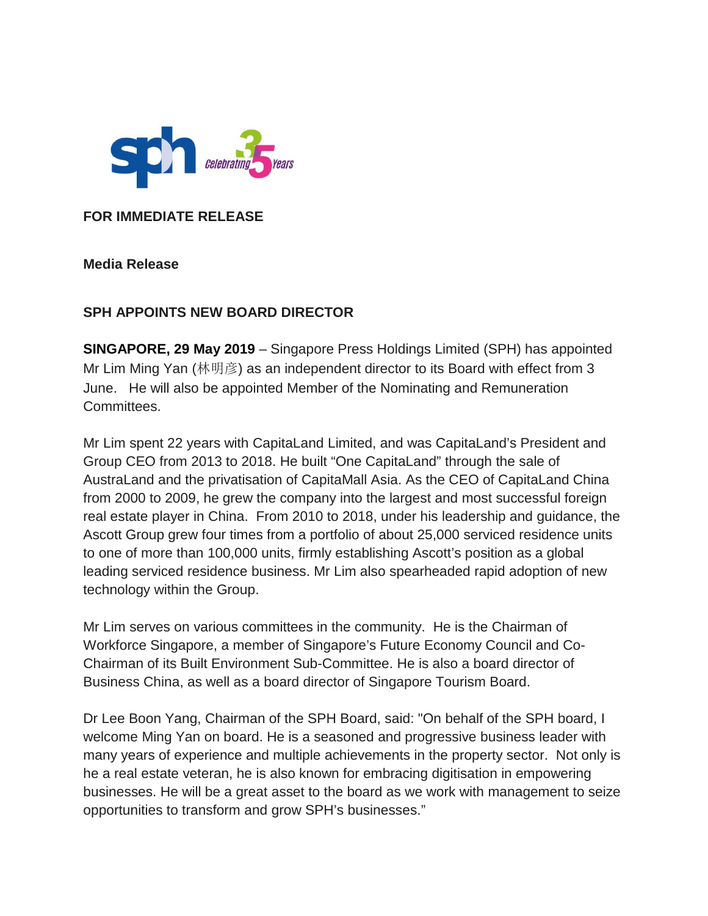**FOR IMMEDIATE RELEASE**

**Media Release**

**SPH APPOINTS NEW BOARD DIRECTOR**

**SINGAPORE, 29 May 2019** – Singapore Press Holdings Limited (SPH) has appointed Mr Lim Ming Yan (林明彦) as an independent director to its Board with effect from 3 June. He will also be appointed Member of the Nominating and Remuneration Committees.

Mr Lim spent 22 years with CapitaLand Limited, and was CapitaLand's President and Group CEO from 2013 to 2018. He built "One CapitaLand" through the sale of AustraLand and the privatisation of CapitaMall Asia. As the CEO of CapitaLand China from 2000 to 2009, he grew the company into the largest and most successful foreign real estate player in China. From 2010 to 2018, under his leadership and guidance, the Ascott Group grew four times from a portfolio of about 25,000 serviced residence units to one of more than 100,000 units, firmly establishing Ascott's position as a global leading serviced residence business. Mr Lim also spearheaded rapid adoption of new technology within the Group.

Mr Lim serves on various committees in the community. He is the Chairman of Workforce Singapore, a member of Singapore's Future Economy Council and Co-Chairman of its Built Environment Sub-Committee. He is also a board director of Business China, as well as a board director of Singapore Tourism Board.

Dr Lee Boon Yang, Chairman of the SPH Board, said: "On behalf of the SPH board, I welcome Ming Yan on board. He is a seasoned and progressive business leader with many years of experience and multiple achievements in the property sector. Not only is he a real estate veteran, he is also known for embracing digitisation in empowering businesses. He will be a great asset to the board as we work with management to seize opportunities to transform and grow SPH's businesses."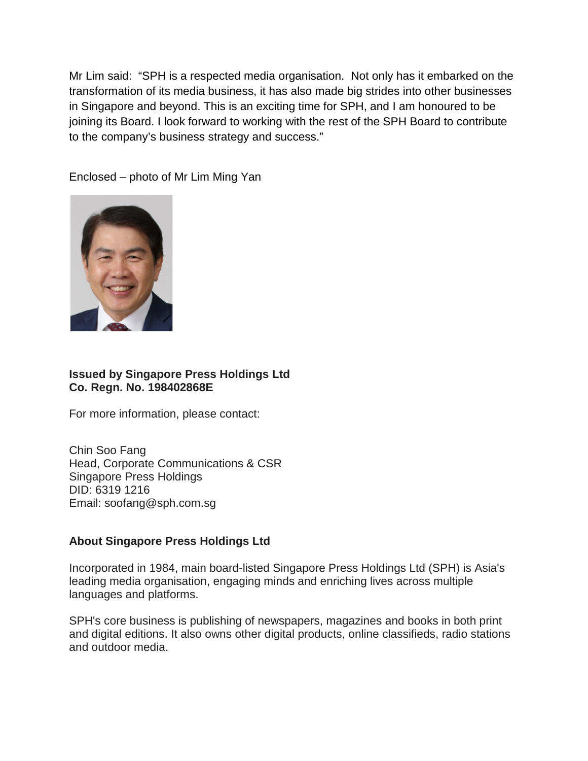Mr Lim said: "SPH is a respected media organisation. Not only has it embarked on the transformation of its media business, it has also made big strides into other businesses in Singapore and beyond. This is an exciting time for SPH, and I am honoured to be joining its Board. I look forward to working with the rest of the SPH Board to contribute to the company's business strategy and success."

Enclosed – photo of Mr Lim Ming Yan

**Issued by Singapore Press Holdings Ltd**
**Co. Regn. No. 198402868E**

For more information, please contact:

Chin Soo Fang
Head, Corporate Communications & CSR
Singapore Press Holdings
DID: 6319 1216
Email: soofang@sph.com.sg

**About Singapore Press Holdings Ltd**

Incorporated in 1984, main board-listed Singapore Press Holdings Ltd (SPH) is Asia's leading media organisation, engaging minds and enriching lives across multiple languages and platforms.

SPH's core business is publishing of newspapers, magazines and books in both print and digital editions. It also owns other digital products, online classifieds, radio stations and outdoor media.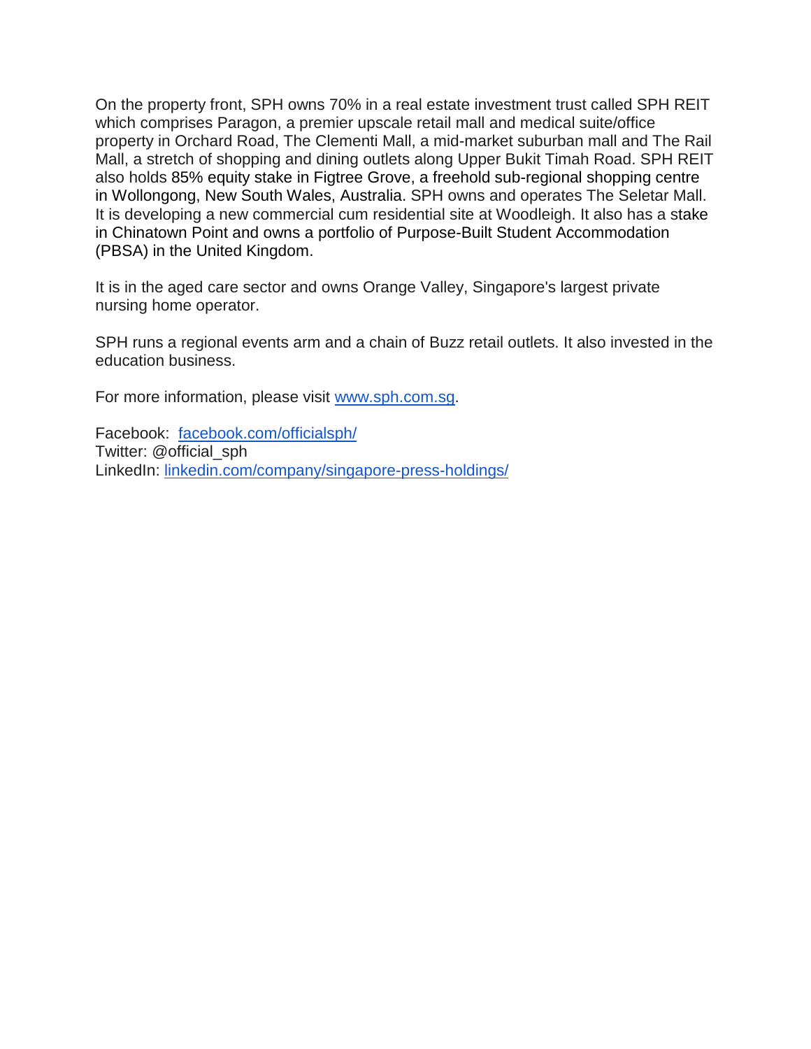On the property front, SPH owns 70% in a real estate investment trust called SPH REIT which comprises Paragon, a premier upscale retail mall and medical suite/office property in Orchard Road, The Clementi Mall, a mid-market suburban mall and The Rail Mall, a stretch of shopping and dining outlets along Upper Bukit Timah Road. SPH REIT also holds 85% equity stake in Figtree Grove, a freehold sub-regional shopping centre in Wollongong, New South Wales, Australia. SPH owns and operates The Seletar Mall. It is developing a new commercial cum residential site at Woodleigh. It also has a stake in Chinatown Point and owns a portfolio of Purpose-Built Student Accommodation (PBSA) in the United Kingdom.

It is in the aged care sector and owns Orange Valley, Singapore's largest private nursing home operator.

SPH runs a regional events arm and a chain of Buzz retail outlets. It also invested in the education business.

For more information, please visit [www.sph.com.sg](http://www.sph.com.sg).

Facebook: [facebook.com/officialsph/](https://facebook.com/officialsph/)
Twitter: @official_sph
LinkedIn: [linkedin.com/company/singapore-press-holdings/](https://linkedin.com/company/singapore-press-holdings/)